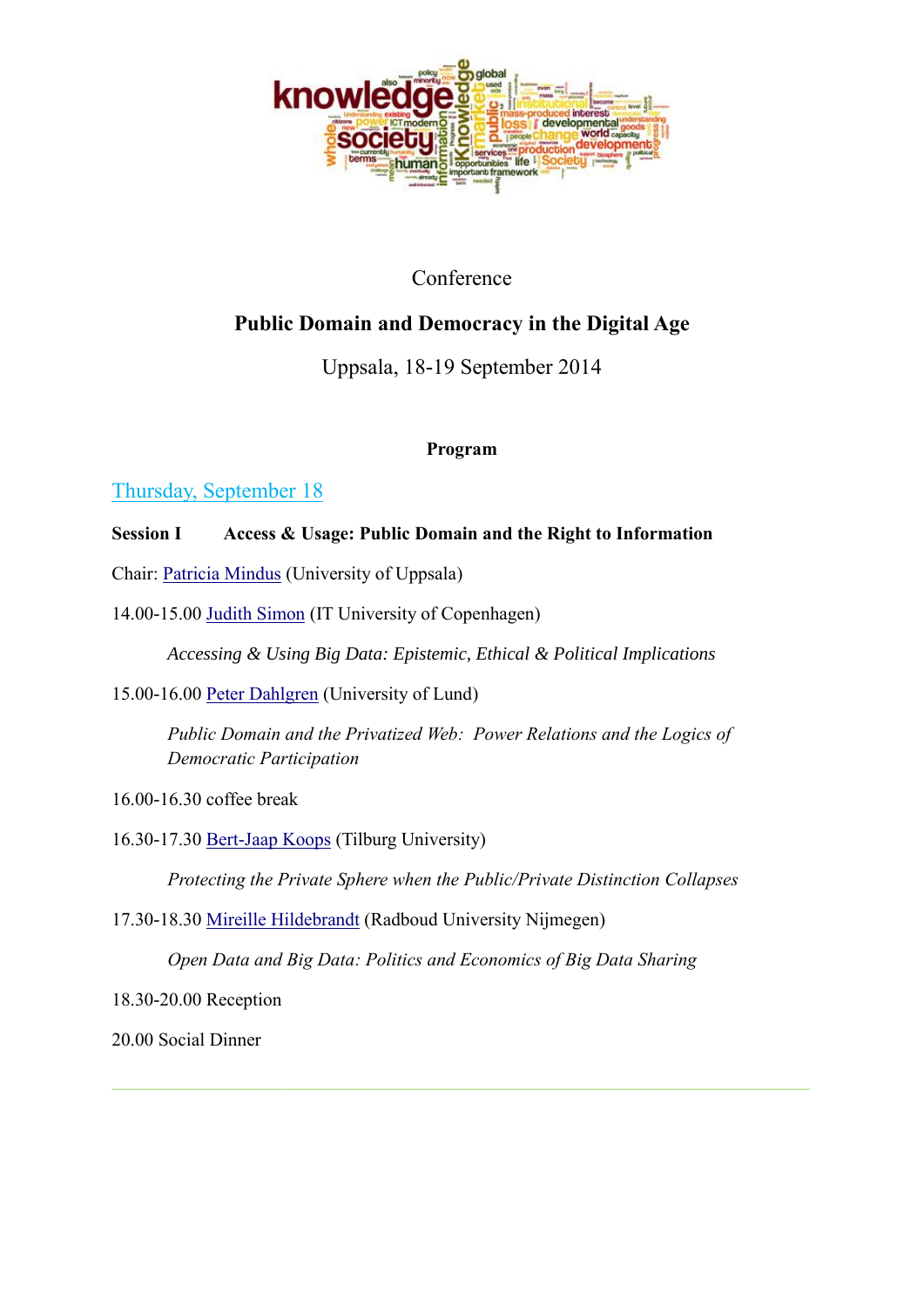Conference

# Public Domain and Democracy in the Digital Age

Uppsala, 18-19 September 2014

**Program**

## Thursday, September 18

**Session I    Access & Usage: Public Domain and the Right to Information**

Chair: Patricia Mindus (University of Uppsala)

14.00-15.00 Judith Simon (IT University of Copenhagen)

*Accessing & Using Big Data: Epistemic, Ethical & Political Implications*

15.00-16.00 Peter Dahlgren (University of Lund)

*Public Domain and the Privatized Web: Power Relations and the Logics of Democratic Participation*

16.00-16.30 coffee break

16.30-17.30 Bert-Jaap Koops (Tilburg University)

*Protecting the Private Sphere when the Public/Private Distinction Collapses*

17.30-18.30 Mireille Hildebrandt (Radboud University Nijmegen)

*Open Data and Big Data: Politics and Economics of Big Data Sharing*

18.30-20.00 Reception

20.00 Social Dinner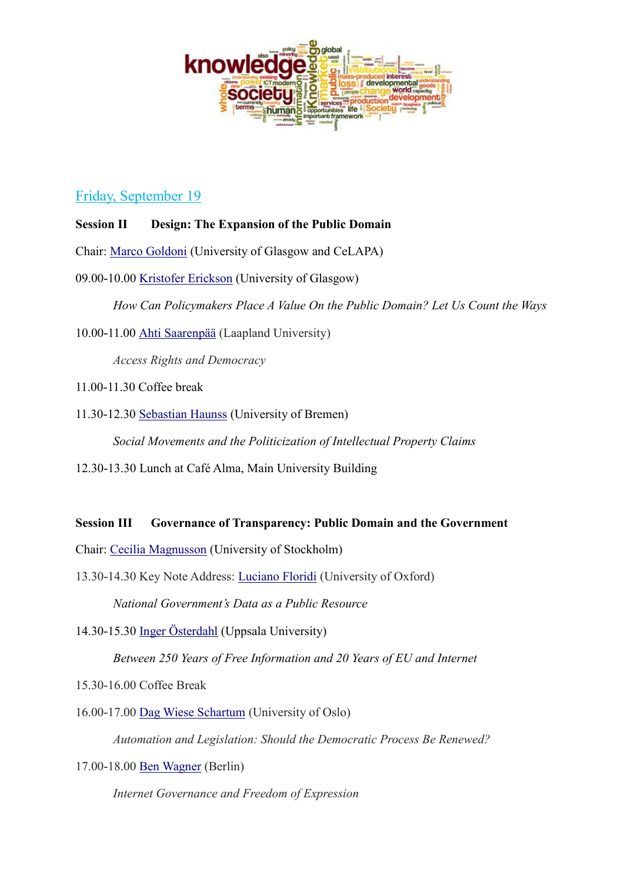## Friday, September 19

**Session II Design: The Expansion of the Public Domain**

Chair: Marco Goldoni (University of Glasgow and CeLAPA)

09.00-10.00 Kristofer Erickson (University of Glasgow)

*How Can Policymakers Place A Value On the Public Domain? Let Us Count the Ways*

10.00-11.00 Ahti Saarenpää (Laapland University)

*Access Rights and Democracy*

11.00-11.30 Coffee break

11.30-12.30 Sebastian Haunss (University of Bremen)

*Social Movements and the Politicization of Intellectual Property Claims*

12.30-13.30 Lunch at Café Alma, Main University Building

**Session III Governance of Transparency: Public Domain and the Government**

Chair: Cecilia Magnusson (University of Stockholm)

13.30-14.30 Key Note Address: Luciano Floridi (University of Oxford)

*National Government's Data as a Public Resource*

14.30-15.30 Inger Österdahl (Uppsala University)

*Between 250 Years of Free Information and 20 Years of EU and Internet*

15.30-16.00 Coffee Break

16.00-17.00 Dag Wiese Schartum (University of Oslo)

*Automation and Legislation: Should the Democratic Process Be Renewed?*

17.00-18.00 Ben Wagner (Berlin)

*Internet Governance and Freedom of Expression*